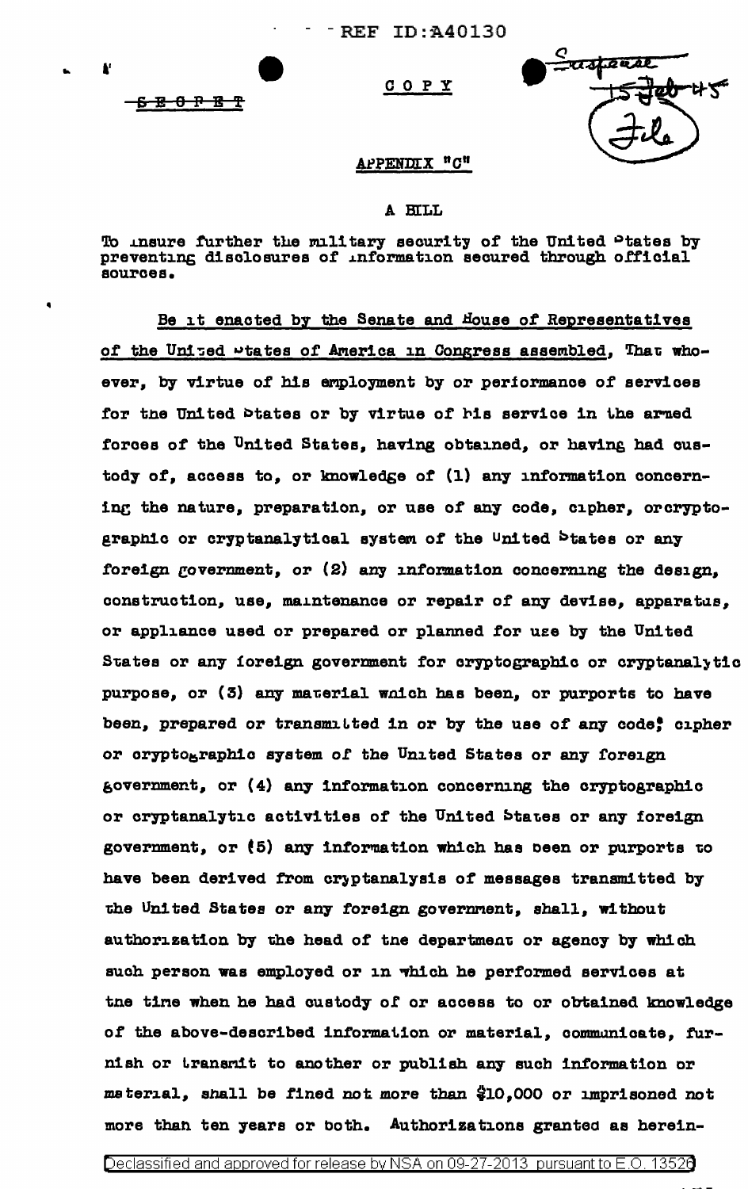SECRET

COPY

APPENDIX "C"

A BILL

To insure further the military security of the United States by preventing disclosures of information secured through official sources.

Be it enacted by the Senate and House of Representatives of the United States of America in Congress assembled, That whoever, by virtue of his employment by or performance of services for the United States or by virtue of his service in the armed forces of the United States, having obtained, or having had custody of, access to, or knowledge of (1) any information concerning the nature, preparation, or use of any code, cipher, or cryptographic or cryptanalytical system of the United States or any foreign government, or (2) any information concerning the design, construction, use, maintenance or repair of any devise, apparatus, or appliance used or prepared or planned for use by the United States or any foreign government for cryptographic or cryptanalytic purpose, or (3) any material which has been, or purports to have been, prepared or transmitted in or by the use of any code, cipher or cryptographic system of the United States or any foreign government, or (4) any information concerning the cryptographic or cryptanalytic activities of the United States or any foreign government, or (5) any information which has been or purports to have been derived from cryptanalysis of messages transmitted by the United States or any foreign government, shall, without authorization by the head of the department or agency by which such person was employed or in which he performed services at the time when he had custody of or access to or obtained knowledge of the above-described information or material, communicate, furnish or transmit to another or publish any such information or material, shall be fined not more than $10,000 or imprisoned not more than ten years or both. Authorizations granted as herein-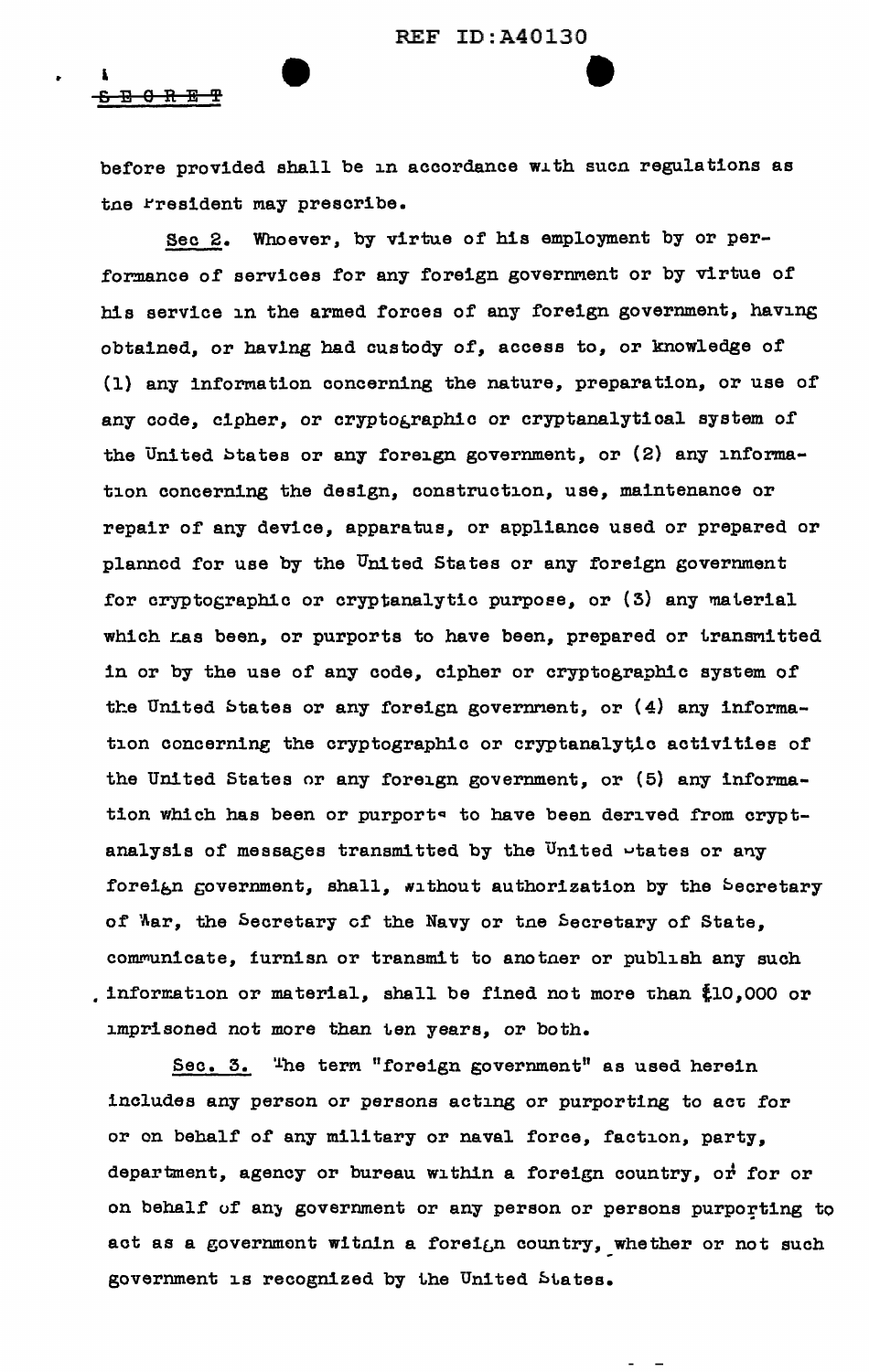SECRET

before provided shall be in accordance with such regulations as the President may prescribe.

Sec 2. Whoever, by virtue of his employment by or performance of services for any foreign government or by virtue of his service in the armed forces of any foreign government, having obtained, or having had custody of, access to, or knowledge of (1) any information concerning the nature, preparation, or use of any code, cipher, or cryptographic or cryptanalytical system of the United States or any foreign government, or (2) any information concerning the design, construction, use, maintenance or repair of any device, apparatus, or appliance used or prepared or planned for use by the United States or any foreign government for cryptographic or cryptanalytic purpose, or (3) any material which has been, or purports to have been, prepared or transmitted in or by the use of any code, cipher or cryptographic system of the United States or any foreign government, or (4) any information concerning the cryptographic or cryptanalytic activities of the United States or any foreign government, or (5) any information which has been or purports to have been derived from cryptanalysis of messages transmitted by the United States or any foreign government, shall, without authorization by the Secretary of War, the Secretary of the Navy or the Secretary of State, communicate, furnish or transmit to another or publish any such information or material, shall be fined not more than $10,000 or imprisoned not more than ten years, or both.

Sec. 3. The term "foreign government" as used herein includes any person or persons acting or purporting to act for or on behalf of any military or naval force, faction, party, department, agency or bureau within a foreign country, or for or on behalf of any government or any person or persons purporting to act as a government within a foreign country, whether or not such government is recognized by the United States.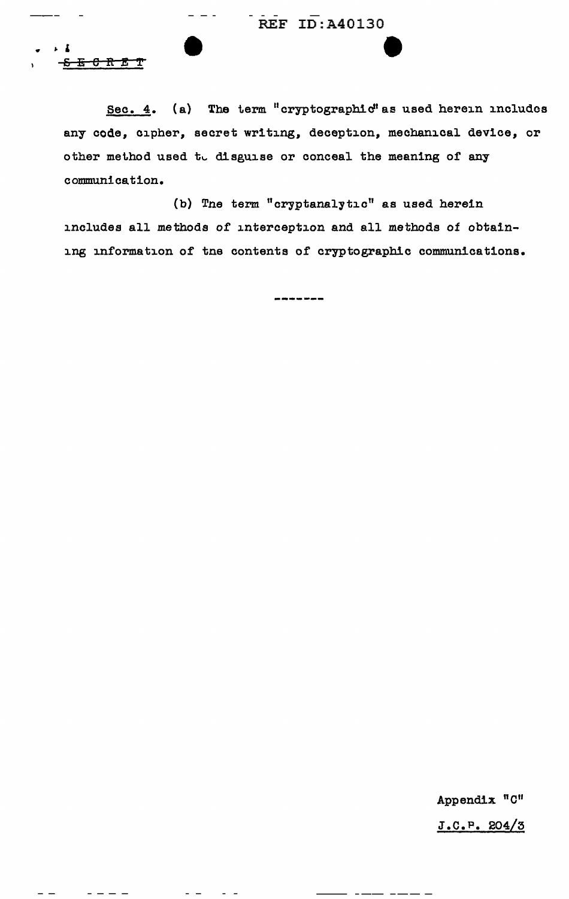~~SECRET~~

Sec. 4. (a) The term "cryptographic" as used herein includes any code, cipher, secret writing, deception, mechanical device, or other method used to disguise or conceal the meaning of any communication.

(b) The term "cryptanalytic" as used herein includes all methods of interception and all methods of obtaining information of the contents of cryptographic communications.

-------

Appendix "C"

J.C.P. 204/3